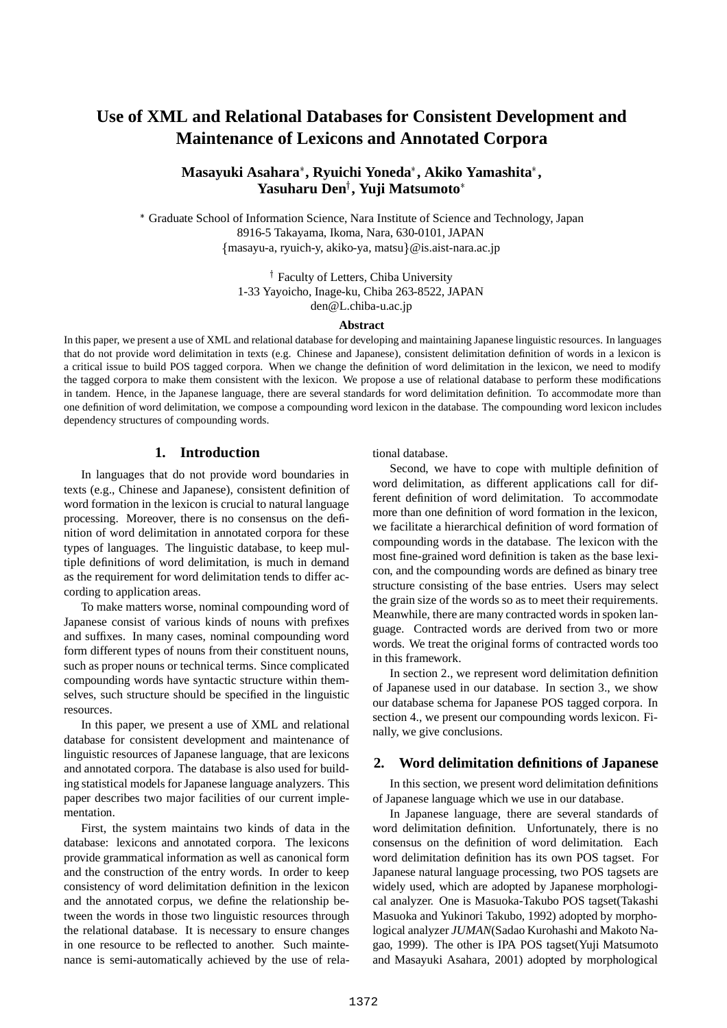# Use of XML and Relational Databases for Consistent Development and Maintenance of Lexicons and Annotated Corpora

**Masayuki Asahara***, **Ryuichi Yoneda***, **Akiko Yamashita***, **Yasuharu Den**†, **Yuji Matsumoto***

\* Graduate School of Information Science, Nara Institute of Science and Technology, Japan
8916-5 Takayama, Ikoma, Nara, 630-0101, JAPAN
{masayu-a, ryuich-y, akiko-ya, matsu}@is.aist-nara.ac.jp

† Faculty of Letters, Chiba University
1-33 Yayoicho, Inage-ku, Chiba 263-8522, JAPAN
den@L.chiba-u.ac.jp

**Abstract**

In this paper, we present a use of XML and relational database for developing and maintaining Japanese linguistic resources. In languages that do not provide word delimitation in texts (e.g. Chinese and Japanese), consistent delimitation definition of words in a lexicon is a critical issue to build POS tagged corpora. When we change the definition of word delimitation in the lexicon, we need to modify the tagged corpora to make them consistent with the lexicon. We propose a use of relational database to perform these modifications in tandem. Hence, in the Japanese language, there are several standards for word delimitation definition. To accommodate more than one definition of word delimitation, we compose a compounding word lexicon in the database. The compounding word lexicon includes dependency structures of compounding words.

## 1. Introduction

In languages that do not provide word boundaries in texts (e.g., Chinese and Japanese), consistent definition of word formation in the lexicon is crucial to natural language processing. Moreover, there is no consensus on the definition of word delimitation in annotated corpora for these types of languages. The linguistic database, to keep multiple definitions of word delimitation, is much in demand as the requirement for word delimitation tends to differ according to application areas.

To make matters worse, nominal compounding word of Japanese consist of various kinds of nouns with prefixes and suffixes. In many cases, nominal compounding word form different types of nouns from their constituent nouns, such as proper nouns or technical terms. Since complicated compounding words have syntactic structure within themselves, such structure should be specified in the linguistic resources.

In this paper, we present a use of XML and relational database for consistent development and maintenance of linguistic resources of Japanese language, that are lexicons and annotated corpora. The database is also used for building statistical models for Japanese language analyzers. This paper describes two major facilities of our current implementation.

First, the system maintains two kinds of data in the database: lexicons and annotated corpora. The lexicons provide grammatical information as well as canonical form and the construction of the entry words. In order to keep consistency of word delimitation definition in the lexicon and the annotated corpus, we define the relationship between the words in those two linguistic resources through the relational database. It is necessary to ensure changes in one resource to be reflected to another. Such maintenance is semi-automatically achieved by the use of relational database.

Second, we have to cope with multiple definition of word delimitation, as different applications call for different definition of word delimitation. To accommodate more than one definition of word formation in the lexicon, we facilitate a hierarchical definition of word formation of compounding words in the database. The lexicon with the most fine-grained word definition is taken as the base lexicon, and the compounding words are defined as binary tree structure consisting of the base entries. Users may select the grain size of the words so as to meet their requirements. Meanwhile, there are many contracted words in spoken language. Contracted words are derived from two or more words. We treat the original forms of contracted words too in this framework.

In section 2., we represent word delimitation definition of Japanese used in our database. In section 3., we show our database schema for Japanese POS tagged corpora. In section 4., we present our compounding words lexicon. Finally, we give conclusions.

## 2. Word delimitation definitions of Japanese

In this section, we present word delimitation definitions of Japanese language which we use in our database.

In Japanese language, there are several standards of word delimitation definition. Unfortunately, there is no consensus on the definition of word delimitation. Each word delimitation definition has its own POS tagset. For Japanese natural language processing, two POS tagsets are widely used, which are adopted by Japanese morphological analyzer. One is Masuoka-Takubo POS tagset(Takashi Masuoka and Yukinori Takubo, 1992) adopted by morphological analyzer *JUMAN*(Sadao Kurohashi and Makoto Nagao, 1999). The other is IPA POS tagset(Yuji Matsumoto and Masayuki Asahara, 2001) adopted by morphological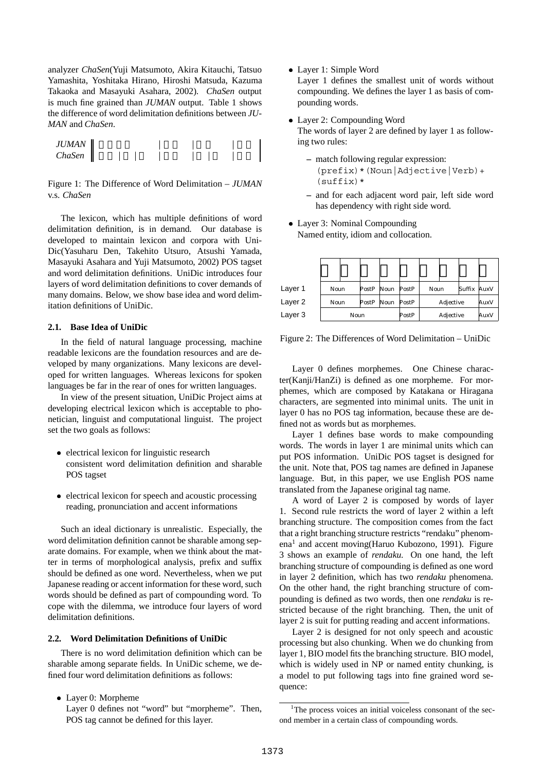analyzer *ChaSen*(Yuji Matsumoto, Akira Kitauchi, Tatsuo Yamashita, Yoshitaka Hirano, Hiroshi Matsuda, Kazuma Takaoka and Masayuki Asahara, 2002). *ChaSen* output is much fine grained than *JUMAN* output. Table 1 shows the difference of word delimitation definitions between *JUMAN* and *ChaSen*.

| | | | | |
|---|---|---|---|---|
| *JUMAN* | | | | |
| *ChaSen* | | | | |

Figure 1: The Difference of Word Delimitation – *JUMAN* v.s. *ChaSen*

The lexicon, which has multiple definitions of word delimitation definition, is in demand. Our database is developed to maintain lexicon and corpora with UniDic(Yasuharu Den, Takehito Utsuro, Atsushi Yamada, Masayuki Asahara and Yuji Matsumoto, 2002) POS tagset and word delimitation definitions. UniDic introduces four layers of word delimitation definitions to cover demands of many domains. Below, we show base idea and word delimitation definitions of UniDic.

### 2.1. Base Idea of UniDic

In the field of natural language processing, machine readable lexicons are the foundation resources and are developed by many organizations. Many lexicons are developed for written languages. Whereas lexicons for spoken languages be far in the rear of ones for written languages.

In view of the present situation, UniDic Project aims at developing electrical lexicon which is acceptable to phonetician, linguist and computational linguist. The project set the two goals as follows:

- electrical lexicon for linguistic research
  consistent word delimitation definition and sharable POS tagset
- electrical lexicon for speech and acoustic processing
  reading, pronunciation and accent informations

Such an ideal dictionary is unrealistic. Especially, the word delimitation definition cannot be sharable among separate domains. For example, when we think about the matter in terms of morphological analysis, prefix and suffix should be defined as one word. Nevertheless, when we put Japanese reading or accent information for these word, such words should be defined as part of compounding word. To cope with the dilemma, we introduce four layers of word delimitation definitions.

### 2.2. Word Delimitation Definitions of UniDic

There is no word delimitation definition which can be sharable among separate fields. In UniDic scheme, we defined four word delimitation definitions as follows:

- Layer 0: Morpheme
  Layer 0 defines not "word" but "morpheme". Then, POS tag cannot be defined for this layer.
- Layer 1: Simple Word
  Layer 1 defines the smallest unit of words without compounding. We defines the layer 1 as basis of compounding words.
- Layer 2: Compounding Word
  The words of layer 2 are defined by layer 1 as following two rules:
  - match following regular expression:
    `(prefix)*(Noun|Adjective|Verb)+(suffix)*`
  - and for each adjacent word pair, left side word has dependency with right side word.
- Layer 3: Nominal Compounding
  Named entity, idiom and collocation.

| | | | | | | | | | |
|---|---|---|---|---|---|---|---|---|---|
| Layer 1 | Noun | | PostP | Noun | PostP | Noun | | Suffix | AuxV |
| Layer 2 | Noun | | PostP | Noun | PostP | Adjective | | | AuxV |
| Layer 3 | Noun | | | | PostP | Adjective | | | AuxV |

Figure 2: The Differences of Word Delimitation – UniDic

Layer 0 defines morphemes. One Chinese character(Kanji/HanZi) is defined as one morpheme. For morphemes, which are composed by Katakana or Hiragana characters, are segmented into minimal units. The unit in layer 0 has no POS tag information, because these are defined not as words but as morphemes.

Layer 1 defines base words to make compounding words. The words in layer 1 are minimal units which can put POS information. UniDic POS tagset is designed for the unit. Note that, POS tag names are defined in Japanese language. But, in this paper, we use English POS name translated from the Japanese original tag name.

A word of Layer 2 is composed by words of layer 1. Second rule restricts the word of layer 2 within a left branching structure. The composition comes from the fact that a right branching structure restricts "rendaku" phenomena[1] and accent moving(Haruo Kubozono, 1991). Figure 3 shows an example of *rendaku.* On one hand, the left branching structure of compounding is defined as one word in layer 2 definition, which has two *rendaku* phenomena. On the other hand, the right branching structure of compounding is defined as two words, then one *rendaku* is restricted because of the right branching. Then, the unit of layer 2 is suit for putting reading and accent informations.

Layer 2 is designed for not only speech and acoustic processing but also chunking. When we do chunking from layer 1, BIO model fits the branching structure. BIO model, which is widely used in NP or named entity chunking, is a model to put following tags into fine grained word sequence:

[1] The process voices an initial voiceless consonant of the second member in a certain class of compounding words.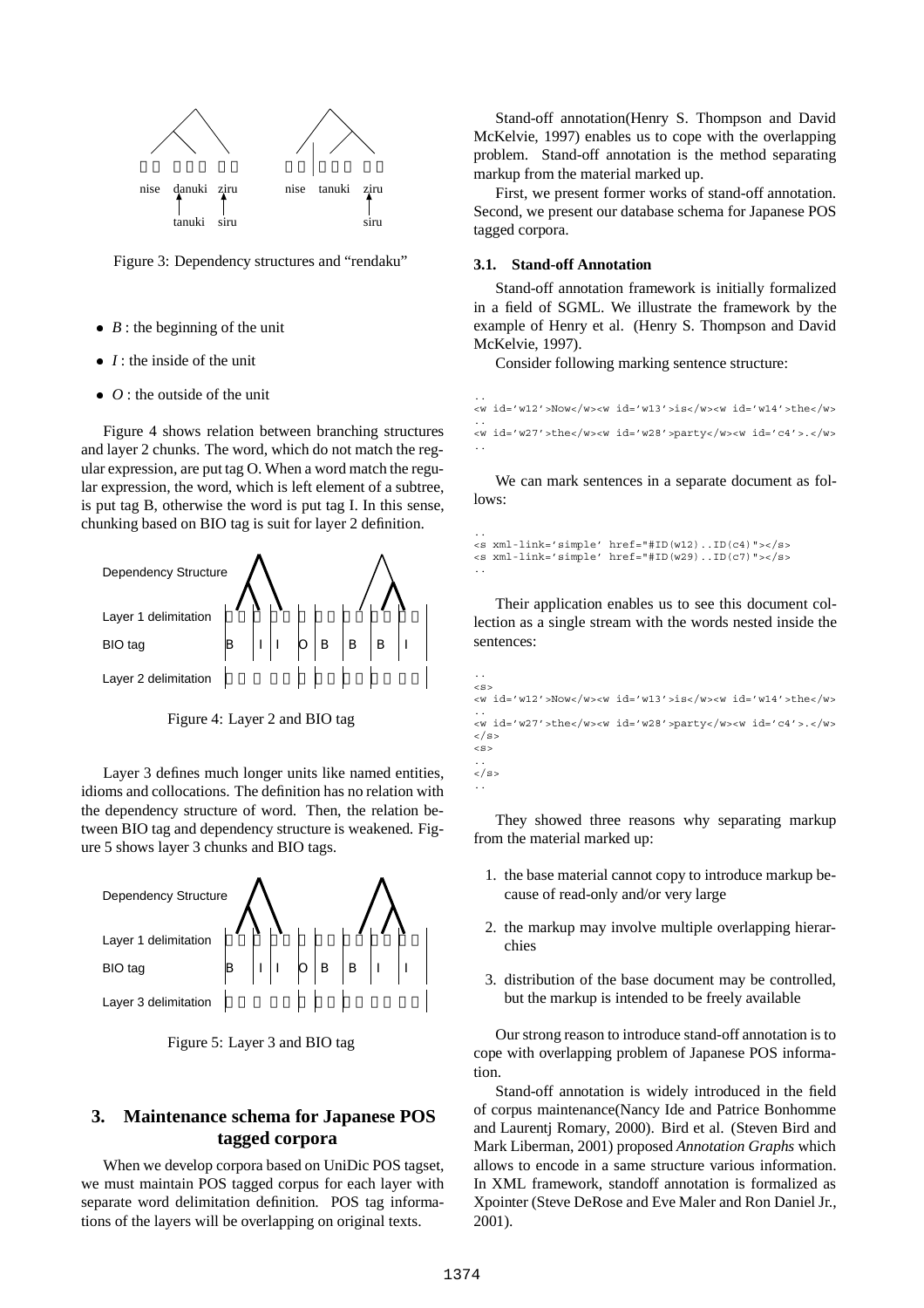Figure 3: Dependency structures and "rendaku"

- *B* : the beginning of the unit
- *I* : the inside of the unit
- *O* : the outside of the unit

Figure 4 shows relation between branching structures and layer 2 chunks. The word, which do not match the regular expression, are put tag O. When a word match the regular expression, the word, which is left element of a subtree, is put tag B, otherwise the word is put tag I. In this sense, chunking based on BIO tag is suit for layer 2 definition.

Figure 4: Layer 2 and BIO tag

Layer 3 defines much longer units like named entities, idioms and collocations. The definition has no relation with the dependency structure of word. Then, the relation between BIO tag and dependency structure is weakened. Figure 5 shows layer 3 chunks and BIO tags.

Figure 5: Layer 3 and BIO tag

## 3. Maintenance schema for Japanese POS tagged corpora

When we develop corpora based on UniDic POS tagset, we must maintain POS tagged corpus for each layer with separate word delimitation definition. POS tag informations of the layers will be overlapping on original texts.

Stand-off annotation(Henry S. Thompson and David McKelvie, 1997) enables us to cope with the overlapping problem. Stand-off annotation is the method separating markup from the material marked up.

First, we present former works of stand-off annotation. Second, we present our database schema for Japanese POS tagged corpora.

### 3.1. Stand-off Annotation

Stand-off annotation framework is initially formalized in a field of SGML. We illustrate the framework by the example of Henry et al. (Henry S. Thompson and David McKelvie, 1997).

Consider following marking sentence structure:

```
..
<w id='w12'>Now</w><w id='w13'>is</w><w id='w14'>the</w>
..
<w id='w27'>the</w><w id='w28'>party</w><w id='c4'>.</w>
..
```

We can mark sentences in a separate document as follows:

```
..
<s xml-link='simple' href="#ID(w12)..ID(c4)"></s>
<s xml-link='simple' href="#ID(w29)..ID(c7)"></s>
..
```

Their application enables us to see this document collection as a single stream with the words nested inside the sentences:

```
..
<s>
<w id='w12'>Now</w><w id='w13'>is</w><w id='w14'>the</w>
..
<w id='w27'>the</w><w id='w28'>party</w><w id='c4'>.</w>
</s>
<s>
..
</s>
..
```

They showed three reasons why separating markup from the material marked up:

1. the base material cannot copy to introduce markup because of read-only and/or very large
2. the markup may involve multiple overlapping hierarchies
3. distribution of the base document may be controlled, but the markup is intended to be freely available

Our strong reason to introduce stand-off annotation is to cope with overlapping problem of Japanese POS information.

Stand-off annotation is widely introduced in the field of corpus maintenance(Nancy Ide and Patrice Bonhomme and Laurentj Romary, 2000). Bird et al. (Steven Bird and Mark Liberman, 2001) proposed *Annotation Graphs* which allows to encode in a same structure various information. In XML framework, standoff annotation is formalized as Xpointer (Steve DeRose and Eve Maler and Ron Daniel Jr., 2001).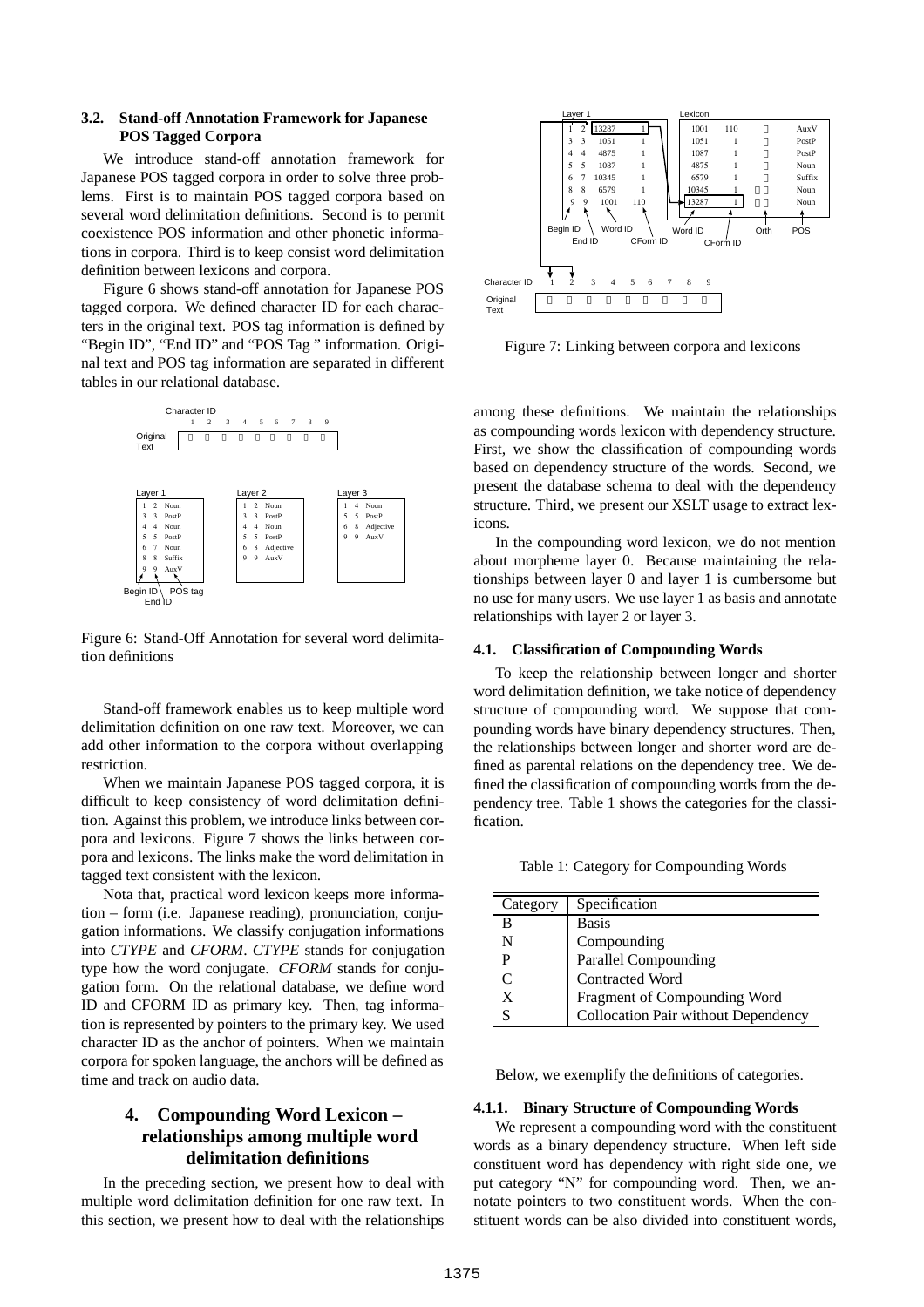### 3.2. Stand-off Annotation Framework for Japanese POS Tagged Corpora

We introduce stand-off annotation framework for Japanese POS tagged corpora in order to solve three problems. First is to maintain POS tagged corpora based on several word delimitation definitions. Second is to permit coexistence POS information and other phonetic informations in corpora. Third is to keep consist word delimitation definition between lexicons and corpora.

Figure 6 shows stand-off annotation for Japanese POS tagged corpora. We defined character ID for each characters in the original text. POS tag information is defined by “Begin ID”, “End ID” and “POS Tag ” information. Original text and POS tag information are separated in different tables in our relational database.

Figure 6: Stand-Off Annotation for several word delimitation definitions

Stand-off framework enables us to keep multiple word delimitation definition on one raw text. Moreover, we can add other information to the corpora without overlapping restriction.

When we maintain Japanese POS tagged corpora, it is difficult to keep consistency of word delimitation definition. Against this problem, we introduce links between corpora and lexicons. Figure 7 shows the links between corpora and lexicons. The links make the word delimitation in tagged text consistent with the lexicon.

Nota that, practical word lexicon keeps more information – form (i.e. Japanese reading), pronunciation, conjugation informations. We classify conjugation informations into *CTYPE* and *CFORM*. *CTYPE* stands for conjugation type how the word conjugate. *CFORM* stands for conjugation form. On the relational database, we define word ID and CFORM ID as primary key. Then, tag information is represented by pointers to the primary key. We used character ID as the anchor of pointers. When we maintain corpora for spoken language, the anchors will be defined as time and track on audio data.

Figure 7: Linking between corpora and lexicons

## 4. Compounding Word Lexicon – relationships among multiple word delimitation definitions

In the preceding section, we present how to deal with multiple word delimitation definition for one raw text. In this section, we present how to deal with the relationships among these definitions. We maintain the relationships as compounding words lexicon with dependency structure. First, we show the classification of compounding words based on dependency structure of the words. Second, we present the database schema to deal with the dependency structure. Third, we present our XSLT usage to extract lexicons.

In the compounding word lexicon, we do not mention about morpheme layer 0. Because maintaining the relationships between layer 0 and layer 1 is cumbersome but no use for many users. We use layer 1 as basis and annotate relationships with layer 2 or layer 3.

### 4.1. Classification of Compounding Words

To keep the relationship between longer and shorter word delimitation definition, we take notice of dependency structure of compounding word. We suppose that compounding words have binary dependency structures. Then, the relationships between longer and shorter word are defined as parental relations on the dependency tree. We defined the classification of compounding words from the dependency tree. Table 1 shows the categories for the classification.

Table 1: Category for Compounding Words

| Category | Specification |
|---|---|
| B | Basis |
| N | Compounding |
| P | Parallel Compounding |
| C | Contracted Word |
| X | Fragment of Compounding Word |
| S | Collocation Pair without Dependency |

Below, we exemplify the definitions of categories.

#### 4.1.1. Binary Structure of Compounding Words

We represent a compounding word with the constituent words as a binary dependency structure. When left side constituent word has dependency with right side one, we put category “N” for compounding word. Then, we annotate pointers to two constituent words. When the constituent words can be also divided into constituent words,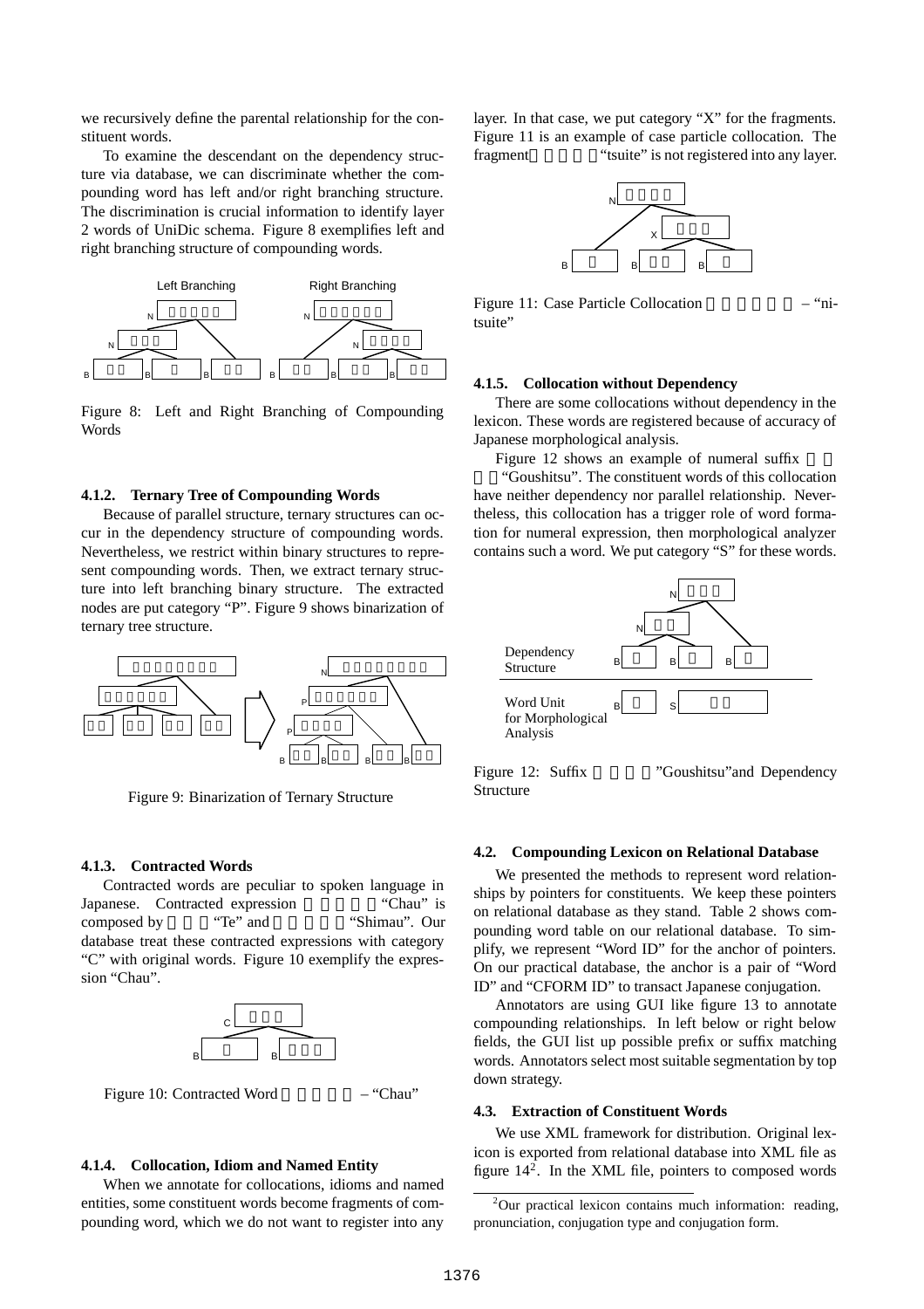we recursively define the parental relationship for the constituent words.

To examine the descendant on the dependency structure via database, we can discriminate whether the compounding word has left and/or right branching structure. The discrimination is crucial information to identify layer 2 words of UniDic schema. Figure 8 exemplifies left and right branching structure of compounding words.

Figure 8: Left and Right Branching of Compounding Words

#### 4.1.2. Ternary Tree of Compounding Words

Because of parallel structure, ternary structures can occur in the dependency structure of compounding words. Nevertheless, we restrict within binary structures to represent compounding words. Then, we extract ternary structure into left branching binary structure. The extracted nodes are put category "P". Figure 9 shows binarization of ternary tree structure.

Figure 9: Binarization of Ternary Structure

#### 4.1.3. Contracted Words

Contracted words are peculiar to spoken language in Japanese. Contracted expression "Chau" is composed by "Te" and "Shimau". Our database treat these contracted expressions with category "C" with original words. Figure 10 exemplify the expression "Chau".

Figure 10: Contracted Word – "Chau"

#### 4.1.4. Collocation, Idiom and Named Entity

When we annotate for collocations, idioms and named entities, some constituent words become fragments of compounding word, which we do not want to register into any layer. In that case, we put category "X" for the fragments. Figure 11 is an example of case particle collocation. The fragment "tsuite" is not registered into any layer.

Figure 11: Case Particle Collocation – "ni-tsuite"

#### 4.1.5. Collocation without Dependency

There are some collocations without dependency in the lexicon. These words are registered because of accuracy of Japanese morphological analysis.

Figure 12 shows an example of numeral suffix "Goushitsu". The constituent words of this collocation have neither dependency nor parallel relationship. Nevertheless, this collocation has a trigger role of word formation for numeral expression, then morphological analyzer contains such a word. We put category "S" for these words.

Figure 12: Suffix "Goushitsu" and Dependency Structure

### 4.2. Compounding Lexicon on Relational Database

We presented the methods to represent word relationships by pointers for constituents. We keep these pointers on relational database as they stand. Table 2 shows compounding word table on our relational database. To simplify, we represent "Word ID" for the anchor of pointers. On our practical database, the anchor is a pair of "Word ID" and "CFORM ID" to transact Japanese conjugation.

Annotators are using GUI like figure 13 to annotate compounding relationships. In left below or right below fields, the GUI list up possible prefix or suffix matching words. Annotators select most suitable segmentation by top down strategy.

### 4.3. Extraction of Constituent Words

We use XML framework for distribution. Original lexicon is exported from relational database into XML file as figure 14[2]. In the XML file, pointers to composed words

[2] Our practical lexicon contains much information: reading, pronunciation, conjugation type and conjugation form.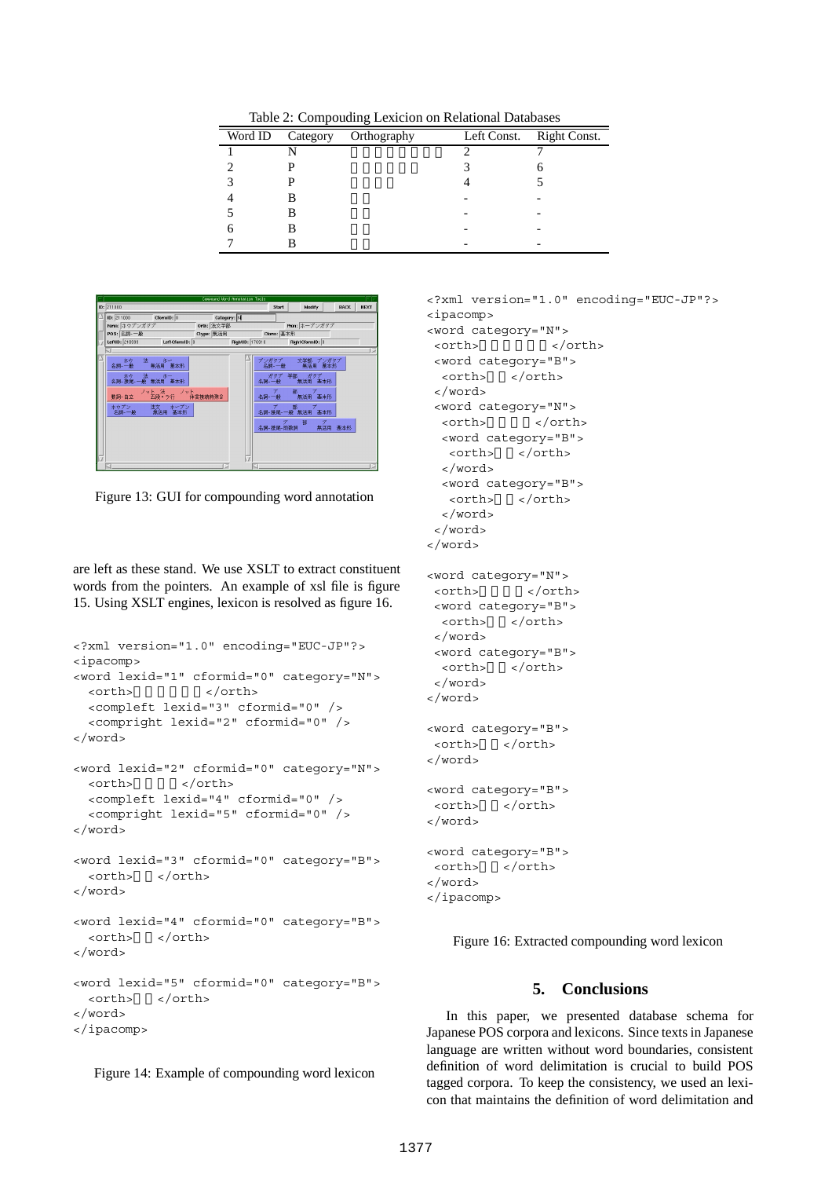Table 2: Compouding Lexicion on Relational Databases

| Word ID | Category | Orthography | Left Const. | Right Const. |
|---|---|---|---|---|
| 1 | N | | 2 | 7 |
| 2 | P | | 3 | 6 |
| 3 | P | | 4 | 5 |
| 4 | B | | - | - |
| 5 | B | | - | - |
| 6 | B | | - | - |
| 7 | B | | - | - |

Figure 13: GUI for compounding word annotation

are left as these stand. We use XSLT to extract constituent words from the pointers. An example of xsl file is figure 15. Using XSLT engines, lexicon is resolved as figure 16.

```
<?xml version="1.0" encoding="EUC-JP"?>
<ipacomp>
<word lexid="1" cformid="0" category="N">
  <orth>          </orth>
  <compleft lexid="3" cformid="0" />
  <compright lexid="2" cformid="0" />
</word>

<word lexid="2" cformid="0" category="N">
  <orth>        </orth>
  <compleft lexid="4" cformid="0" />
  <compright lexid="5" cformid="0" />
</word>

<word lexid="3" cformid="0" category="B">
  <orth>    </orth>
</word>

<word lexid="4" cformid="0" category="B">
  <orth>    </orth>
</word>

<word lexid="5" cformid="0" category="B">
  <orth>    </orth>
</word>
</ipacomp>
```

Figure 14: Example of compounding word lexicon

```
<?xml version="1.0" encoding="EUC-JP"?>
<ipacomp>
<word category="N">
 <orth>          </orth>
 <word category="B">
  <orth>    </orth>
 </word>
 <word category="N">
  <orth>        </orth>
  <word category="B">
   <orth>    </orth>
  </word>
  <word category="B">
   <orth>    </orth>
  </word>
 </word>
</word>

<word category="N">
 <orth>        </orth>
 <word category="B">
  <orth>    </orth>
 </word>
 <word category="B">
  <orth>    </orth>
 </word>
</word>

<word category="B">
 <orth>    </orth>
</word>

<word category="B">
 <orth>    </orth>
</word>

<word category="B">
 <orth>    </orth>
</word>
</ipacomp>
```

Figure 16: Extracted compounding word lexicon

## 5. Conclusions

In this paper, we presented database schema for Japanese POS corpora and lexicons. Since texts in Japanese language are written without word boundaries, consistent definition of word delimitation is crucial to build POS tagged corpora. To keep the consistency, we used an lexicon that maintains the definition of word delimitation and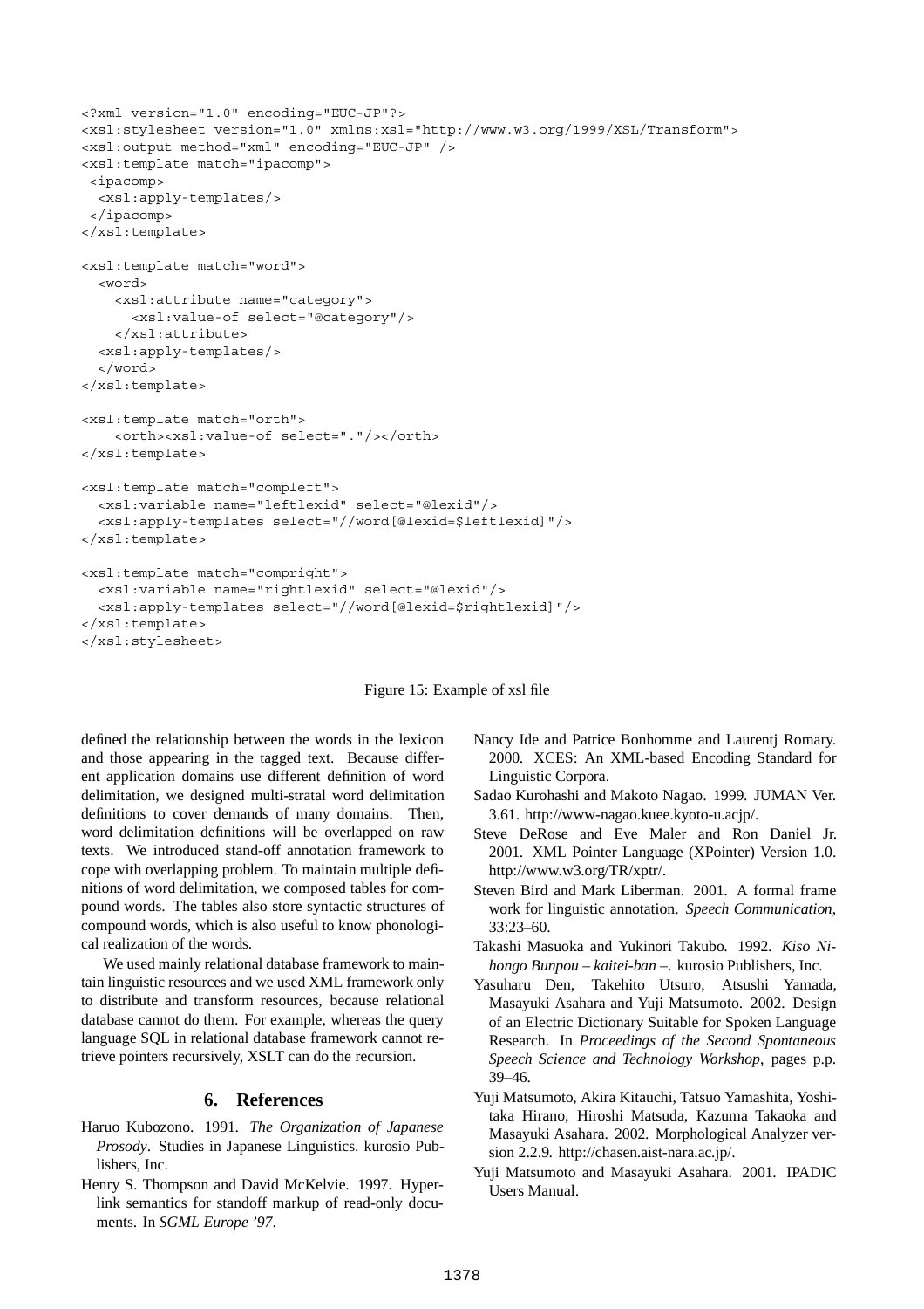```
<?xml version="1.0" encoding="EUC-JP"?>
<xsl:stylesheet version="1.0" xmlns:xsl="http://www.w3.org/1999/XSL/Transform">
<xsl:output method="xml" encoding="EUC-JP" />
<xsl:template match="ipacomp">
 <ipacomp>
  <xsl:apply-templates/>
 </ipacomp>
</xsl:template>

<xsl:template match="word">
  <word>
    <xsl:attribute name="category">
      <xsl:value-of select="@category"/>
    </xsl:attribute>
  <xsl:apply-templates/>
  </word>
</xsl:template>

<xsl:template match="orth">
    <orth><xsl:value-of select="."/></orth>
</xsl:template>

<xsl:template match="compleft">
  <xsl:variable name="leftlexid" select="@lexid"/>
  <xsl:apply-templates select="//word[@lexid=$leftlexid]"/>
</xsl:template>

<xsl:template match="compright">
  <xsl:variable name="rightlexid" select="@lexid"/>
  <xsl:apply-templates select="//word[@lexid=$rightlexid]"/>
</xsl:template>
</xsl:stylesheet>
```

Figure 15: Example of xsl file

defined the relationship between the words in the lexicon and those appearing in the tagged text. Because different application domains use different definition of word delimitation, we designed multi-stratal word delimitation definitions to cover demands of many domains. Then, word delimitation definitions will be overlapped on raw texts. We introduced stand-off annotation framework to cope with overlapping problem. To maintain multiple definitions of word delimitation, we composed tables for compound words. The tables also store syntactic structures of compound words, which is also useful to know phonological realization of the words.

We used mainly relational database framework to maintain linguistic resources and we used XML framework only to distribute and transform resources, because relational database cannot do them. For example, whereas the query language SQL in relational database framework cannot retrieve pointers recursively, XSLT can do the recursion.

## 6. References

Haruo Kubozono. 1991. *The Organization of Japanese Prosody*. Studies in Japanese Linguistics. kurosio Publishers, Inc.

Henry S. Thompson and David McKelvie. 1997. Hyperlink semantics for standoff markup of read-only documents. In *SGML Europe '97*.

Nancy Ide and Patrice Bonhomme and Laurentj Romary. 2000. XCES: An XML-based Encoding Standard for Linguistic Corpora.

Sadao Kurohashi and Makoto Nagao. 1999. JUMAN Ver. 3.61. http://www-nagao.kuee.kyoto-u.acjp/.

Steve DeRose and Eve Maler and Ron Daniel Jr. 2001. XML Pointer Language (XPointer) Version 1.0. http://www.w3.org/TR/xptr/.

Steven Bird and Mark Liberman. 2001. A formal frame work for linguistic annotation. *Speech Communication*, 33:23–60.

Takashi Masuoka and Yukinori Takubo. 1992. *Kiso Nihongo Bunpou – kaitei-ban –*. kurosio Publishers, Inc.

Yasuharu Den, Takehito Utsuro, Atsushi Yamada, Masayuki Asahara and Yuji Matsumoto. 2002. Design of an Electric Dictionary Suitable for Spoken Language Research. In *Proceedings of the Second Spontaneous Speech Science and Technology Workshop*, pages p.p. 39–46.

Yuji Matsumoto, Akira Kitauchi, Tatsuo Yamashita, Yoshitaka Hirano, Hiroshi Matsuda, Kazuma Takaoka and Masayuki Asahara. 2002. Morphological Analyzer version 2.2.9. http://chasen.aist-nara.ac.jp/.

Yuji Matsumoto and Masayuki Asahara. 2001. IPADIC Users Manual.